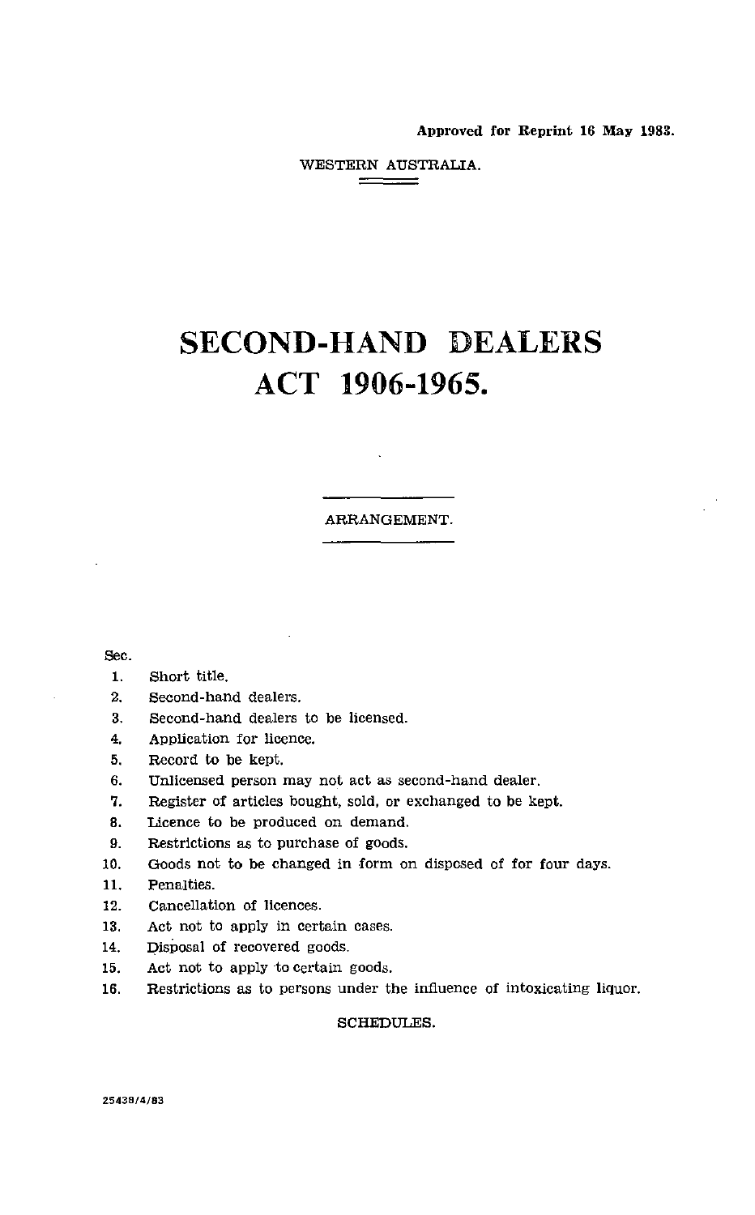**Approved for Reprint 16 May 1983.**

WESTERN AUSTRALIA.

# SECOND-HAND DEALERS ACT 1906-1965.

ARRANGEMENT.

Sec.

1. Short title.
2. Second-hand dealers.
3. Second-hand dealers to be licensed.
4. Application for licence.
5. Record to be kept.
6. Unlicensed person may not act as second-hand dealer.
7. Register of articles bought, sold, or exchanged to be kept.
8. Licence to be produced on demand.
9. Restrictions as to purchase of goods.
10. Goods not to be changed in form on disposed of for four days.
11. Penalties.
12. Cancellation of licences.
13. Act not to apply in certain cases.
14. Disposal of recovered goods.
15. Act not to apply to certain goods.
16. Restrictions as to persons under the influence of intoxicating liquor.

SCHEDULES.

25438/4/83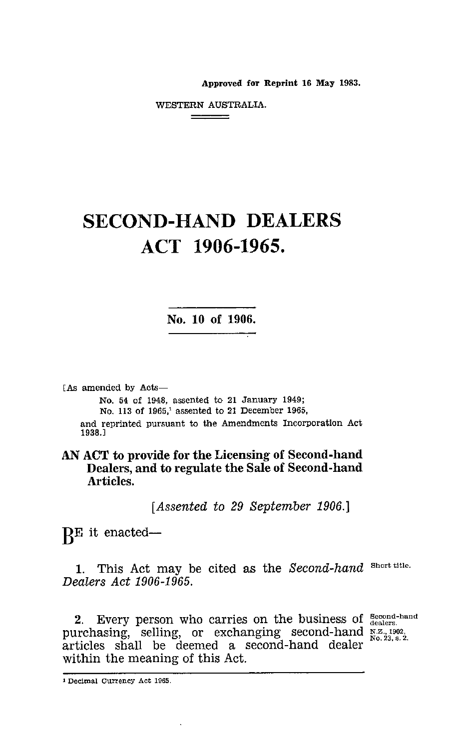Approved for Reprint 16 May 1983.

WESTERN AUSTRALIA.

# SECOND-HAND DEALERS ACT 1906-1965.

## No. 10 of 1906.

[As amended by Acts—

No. 54 of 1948, assented to 21 January 1949;
No. 113 of 1965,[1] assented to 21 December 1965,

and reprinted pursuant to the Amendments Incorporation Act 1938.]

**AN ACT to provide for the Licensing of Second-hand Dealers, and to regulate the Sale of Second-hand Articles.**

*[Assented to 29 September 1906.]*

BE it enacted—

1. This Act may be cited as the *Second-hand Dealers Act 1906-1965.* — Short title.

2. Every person who carries on the business of purchasing, selling, or exchanging second-hand articles shall be deemed a second-hand dealer within the meaning of this Act. — Second-hand dealers. N.Z., 1902, No. 23, s. 2.

---

[1] Decimal Currency Act 1965.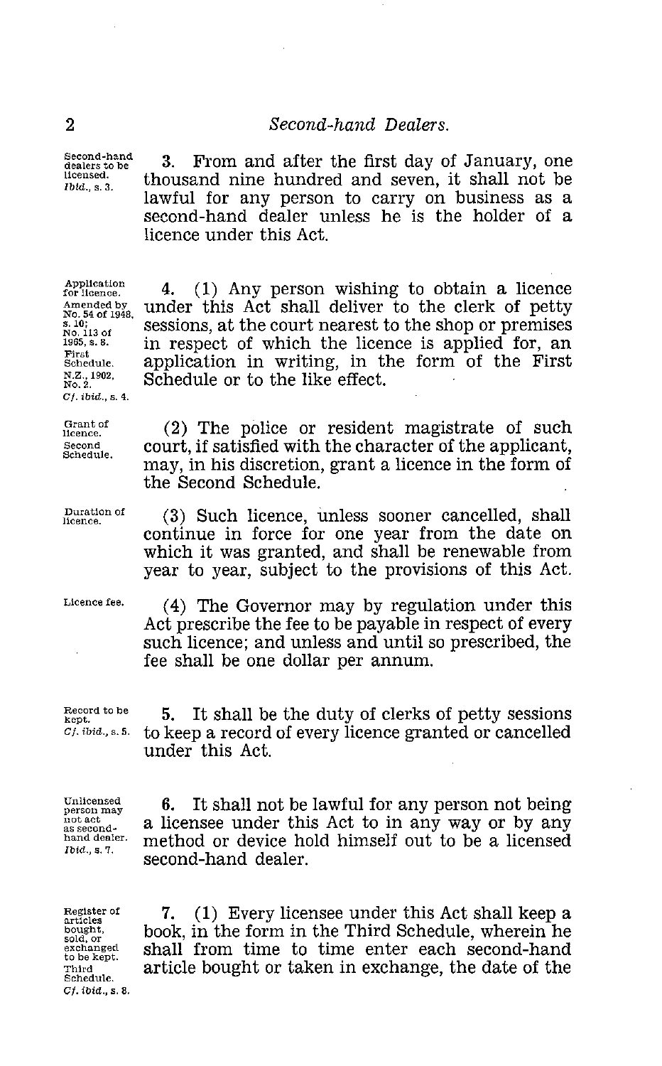Second-hand dealers to be licensed. *Ibid.*, s. 3.

**3.** From and after the first day of January, one thousand nine hundred and seven, it shall not be lawful for any person to carry on business as a second-hand dealer unless he is the holder of a licence under this Act.

Application for licence. Amended by No. 54 of 1948, s. 10; No. 113 of 1965, s. 8. First Schedule. N.Z., 1902, No. 2. *Cf. ibid.*, s. 4.

**4.** (1) Any person wishing to obtain a licence under this Act shall deliver to the clerk of petty sessions, at the court nearest to the shop or premises in respect of which the licence is applied for, an application in writing, in the form of the First Schedule or to the like effect.

Grant of licence. Second Schedule.

(2) The police or resident magistrate of such court, if satisfied with the character of the applicant, may, in his discretion, grant a licence in the form of the Second Schedule.

Duration of licence.

(3) Such licence, unless sooner cancelled, shall continue in force for one year from the date on which it was granted, and shall be renewable from year to year, subject to the provisions of this Act.

Licence fee.

(4) The Governor may by regulation under this Act prescribe the fee to be payable in respect of every such licence; and unless and until so prescribed, the fee shall be one dollar per annum.

Record to be kept. *Cf. ibid.*, s. 5.

**5.** It shall be the duty of clerks of petty sessions to keep a record of every licence granted or cancelled under this Act.

Unlicensed person may not act as second-hand dealer. *Ibid.*, s. 7.

**6.** It shall not be lawful for any person not being a licensee under this Act to in any way or by any method or device hold himself out to be a licensed second-hand dealer.

Register of articles bought, sold, or exchanged to be kept. Third Schedule. *Cf. ibid.*, s. 8.

**7.** (1) Every licensee under this Act shall keep a book, in the form in the Third Schedule, wherein he shall from time to time enter each second-hand article bought or taken in exchange, the date of the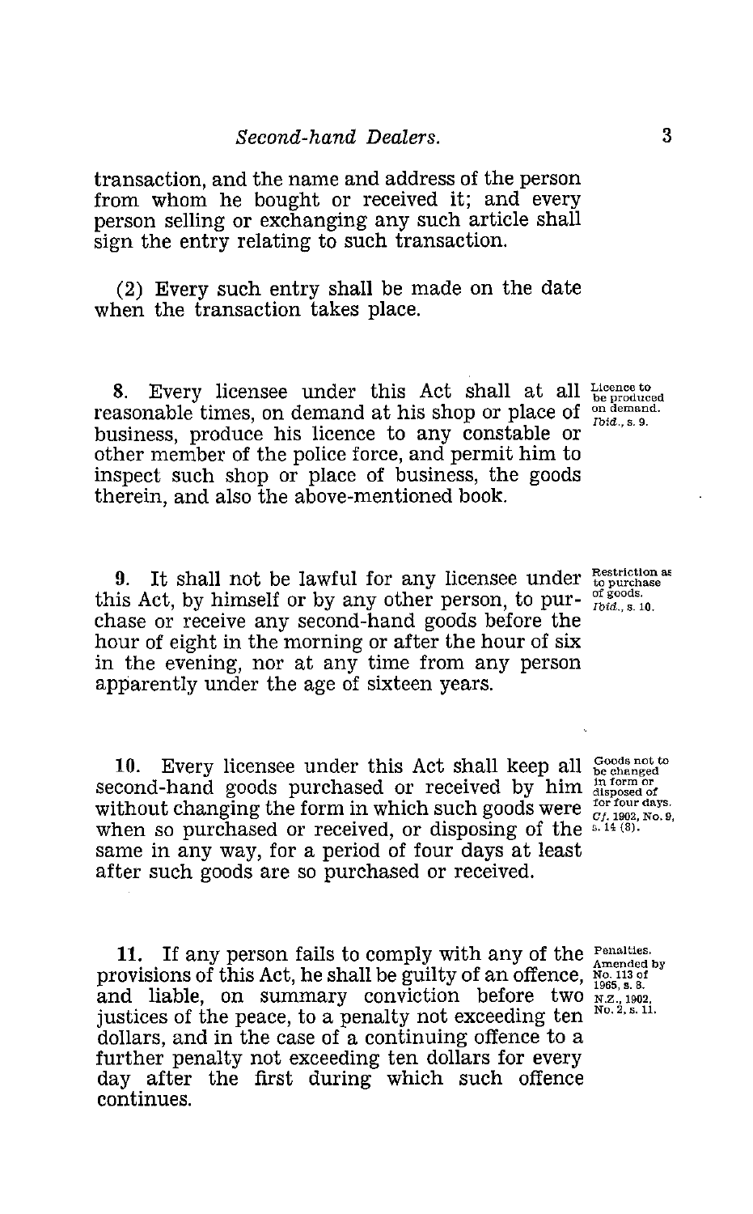transaction, and the name and address of the person from whom he bought or received it; and every person selling or exchanging any such article shall sign the entry relating to such transaction.

(2) Every such entry shall be made on the date when the transaction takes place.

**8.** Every licensee under this Act shall at all reasonable times, on demand at his shop or place of business, produce his licence to any constable or other member of the police force, and permit him to inspect such shop or place of business, the goods therein, and also the above-mentioned book.

*Licence to be produced on demand. Ibid., s. 9.*

**9.** It shall not be lawful for any licensee under this Act, by himself or by any other person, to purchase or receive any second-hand goods before the hour of eight in the morning or after the hour of six in the evening, nor at any time from any person apparently under the age of sixteen years.

*Restriction as to purchase of goods. Ibid., s. 10.*

**10.** Every licensee under this Act shall keep all second-hand goods purchased or received by him without changing the form in which such goods were when so purchased or received, or disposing of the same in any way, for a period of four days at least after such goods are so purchased or received.

*Goods not to be changed in form or disposed of for four days. Cf. 1902, No. 9, s. 14 (8).*

**11.** If any person fails to comply with any of the provisions of this Act, he shall be guilty of an offence, and liable, on summary conviction before two justices of the peace, to a penalty not exceeding ten dollars, and in the case of a continuing offence to a further penalty not exceeding ten dollars for every day after the first during which such offence continues.

*Penalties. Amended by No. 113 of 1965, s. 8. N.Z., 1902, No. 2, s. 11.*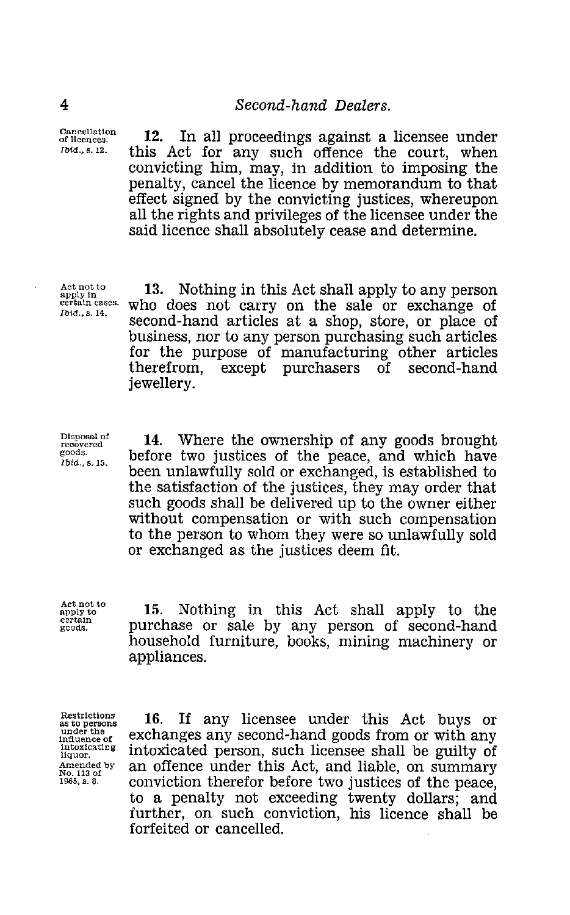Cancellation of licences. *Ibid.*, s. 12.

**12.** In all proceedings against a licensee under this Act for any such offence the court, when convicting him, may, in addition to imposing the penalty, cancel the licence by memorandum to that effect signed by the convicting justices, whereupon all the rights and privileges of the licensee under the said licence shall absolutely cease and determine.

Act not to apply in certain cases. *Ibid.*, s. 14.

**13.** Nothing in this Act shall apply to any person who does not carry on the sale or exchange of second-hand articles at a shop, store, or place of business, nor to any person purchasing such articles for the purpose of manufacturing other articles therefrom, except purchasers of second-hand jewellery.

Disposal of recovered goods. *Ibid.*, s. 15.

**14.** Where the ownership of any goods brought before two justices of the peace, and which have been unlawfully sold or exchanged, is established to the satisfaction of the justices, they may order that such goods shall be delivered up to the owner either without compensation or with such compensation to the person to whom they were so unlawfully sold or exchanged as the justices deem fit.

Act not to apply to certain goods.

**15.** Nothing in this Act shall apply to the purchase or sale by any person of second-hand household furniture, books, mining machinery or appliances.

Restrictions as to persons under the influence of intoxicating liquor. Amended by No. 113 of 1965, s. 8.

**16.** If any licensee under this Act buys or exchanges any second-hand goods from or with any intoxicated person, such licensee shall be guilty of an offence under this Act, and liable, on summary conviction therefor before two justices of the peace, to a penalty not exceeding twenty dollars; and further, on such conviction, his licence shall be forfeited or cancelled.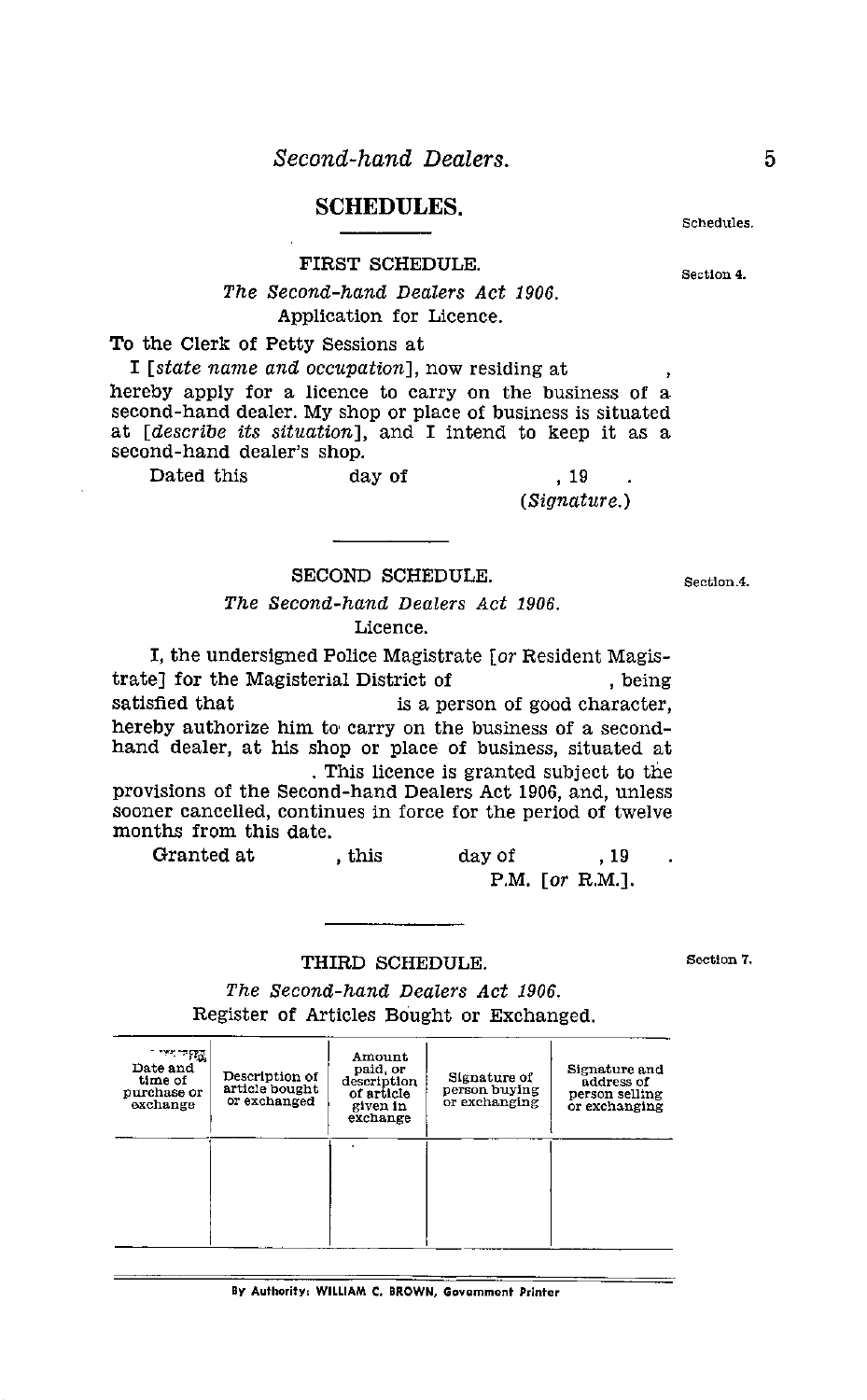## SCHEDULES.

Schedules.

### FIRST SCHEDULE.

Section 4.

*The Second-hand Dealers Act 1906.*
Application for Licence.

To the Clerk of Petty Sessions at

I [*state name and occupation*], now residing at , hereby apply for a licence to carry on the business of a second-hand dealer. My shop or place of business is situated at [*describe its situation*], and I intend to keep it as a second-hand dealer's shop.

Dated this day of , 19 .

(*Signature.*)

### SECOND SCHEDULE.

Section 4.

*The Second-hand Dealers Act 1906.*
Licence.

I, the undersigned Police Magistrate [*or* Resident Magistrate] for the Magisterial District of , being satisfied that is a person of good character, hereby authorize him to carry on the business of a second-hand dealer, at his shop or place of business, situated at . This licence is granted subject to the provisions of the Second-hand Dealers Act 1906, and, unless sooner cancelled, continues in force for the period of twelve months from this date.

Granted at , this day of , 19 .

P.M. [*or* R.M.].

### THIRD SCHEDULE.

Section 7.

*The Second-hand Dealers Act 1906.*
Register of Articles Bought or Exchanged.

| Date and time of purchase or exchange | Description of article bought or exchanged | Amount paid, or description of article given in exchange | Signature of person buying or exchanging | Signature and address of person selling or exchanging |
|---|---|---|---|---|
| | | | | |

By Authority: WILLIAM C. BROWN, Government Printer